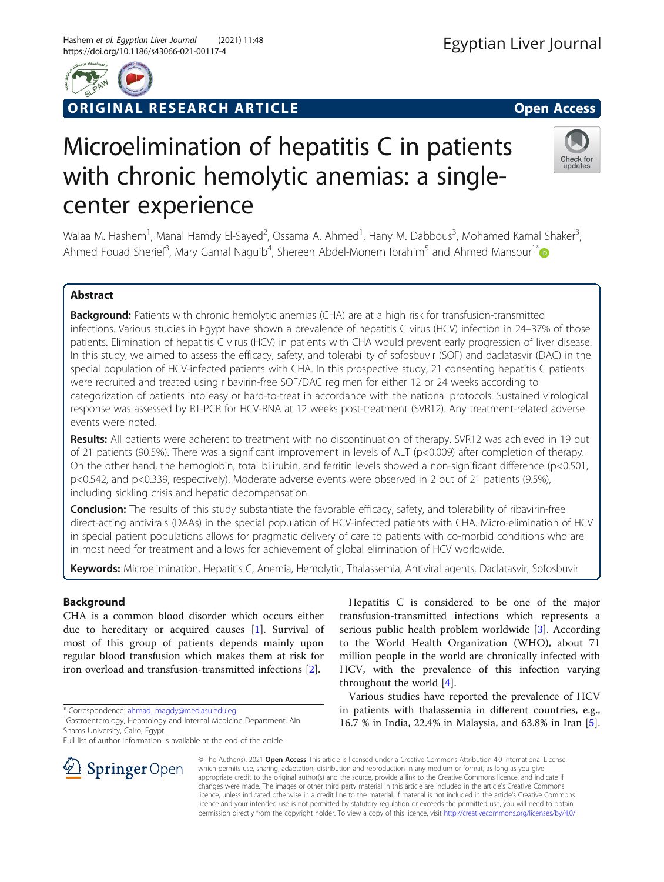ORIGINAL RESEARCH ARTICLE

Open Access

# Microelimination of hepatitis C in patients with chronic hemolytic anemias: a single-center experience

Walaa M. Hashem[1], Manal Hamdy El-Sayed[2], Ossama A. Ahmed[1], Hany M. Dabbous[3], Mohamed Kamal Shaker[3], Ahmed Fouad Sherief[3], Mary Gamal Naguib[4], Shereen Abdel-Monem Ibrahim[5] and Ahmed Mansour[1*]

## Abstract

**Background:** Patients with chronic hemolytic anemias (CHA) are at a high risk for transfusion-transmitted infections. Various studies in Egypt have shown a prevalence of hepatitis C virus (HCV) infection in 24–37% of those patients. Elimination of hepatitis C virus (HCV) in patients with CHA would prevent early progression of liver disease. In this study, we aimed to assess the efficacy, safety, and tolerability of sofosbuvir (SOF) and daclatasvir (DAC) in the special population of HCV-infected patients with CHA. In this prospective study, 21 consenting hepatitis C patients were recruited and treated using ribavirin-free SOF/DAC regimen for either 12 or 24 weeks according to categorization of patients into easy or hard-to-treat in accordance with the national protocols. Sustained virological response was assessed by RT-PCR for HCV-RNA at 12 weeks post-treatment (SVR12). Any treatment-related adverse events were noted.

**Results:** All patients were adherent to treatment with no discontinuation of therapy. SVR12 was achieved in 19 out of 21 patients (90.5%). There was a significant improvement in levels of ALT ($p<0.009$) after completion of therapy. On the other hand, the hemoglobin, total bilirubin, and ferritin levels showed a non-significant difference ($p<0.501$, $p<0.542$, and $p<0.339$, respectively). Moderate adverse events were observed in 2 out of 21 patients (9.5%), including sickling crisis and hepatic decompensation.

**Conclusion:** The results of this study substantiate the favorable efficacy, safety, and tolerability of ribavirin-free direct-acting antivirals (DAAs) in the special population of HCV-infected patients with CHA. Micro-elimination of HCV in special patient populations allows for pragmatic delivery of care to patients with co-morbid conditions who are in most need for treatment and allows for achievement of global elimination of HCV worldwide.

**Keywords:** Microelimination, Hepatitis C, Anemia, Hemolytic, Thalassemia, Antiviral agents, Daclatasvir, Sofosbuvir

## Background

CHA is a common blood disorder which occurs either due to hereditary or acquired causes [1]. Survival of most of this group of patients depends mainly upon regular blood transfusion which makes them at risk for iron overload and transfusion-transmitted infections [2].

Hepatitis C is considered to be one of the major transfusion-transmitted infections which represents a serious public health problem worldwide [3]. According to the World Health Organization (WHO), about 71 million people in the world are chronically infected with HCV, with the prevalence of this infection varying throughout the world [4].

Various studies have reported the prevalence of HCV in patients with thalassemia in different countries, e.g., 16.7 % in India, 22.4% in Malaysia, and 63.8% in Iran [5].

\* Correspondence: ahmad_magdy@med.asu.edu.eg
[1]Gastroenterology, Hepatology and Internal Medicine Department, Ain Shams University, Cairo, Egypt
Full list of author information is available at the end of the article

© The Author(s). 2021 Open Access This article is licensed under a Creative Commons Attribution 4.0 International License, which permits use, sharing, adaptation, distribution and reproduction in any medium or format, as long as you give appropriate credit to the original author(s) and the source, provide a link to the Creative Commons licence, and indicate if changes were made. The images or other third party material in this article are included in the article's Creative Commons licence, unless indicated otherwise in a credit line to the material. If material is not included in the article's Creative Commons licence and your intended use is not permitted by statutory regulation or exceeds the permitted use, you will need to obtain permission directly from the copyright holder. To view a copy of this licence, visit http://creativecommons.org/licenses/by/4.0/.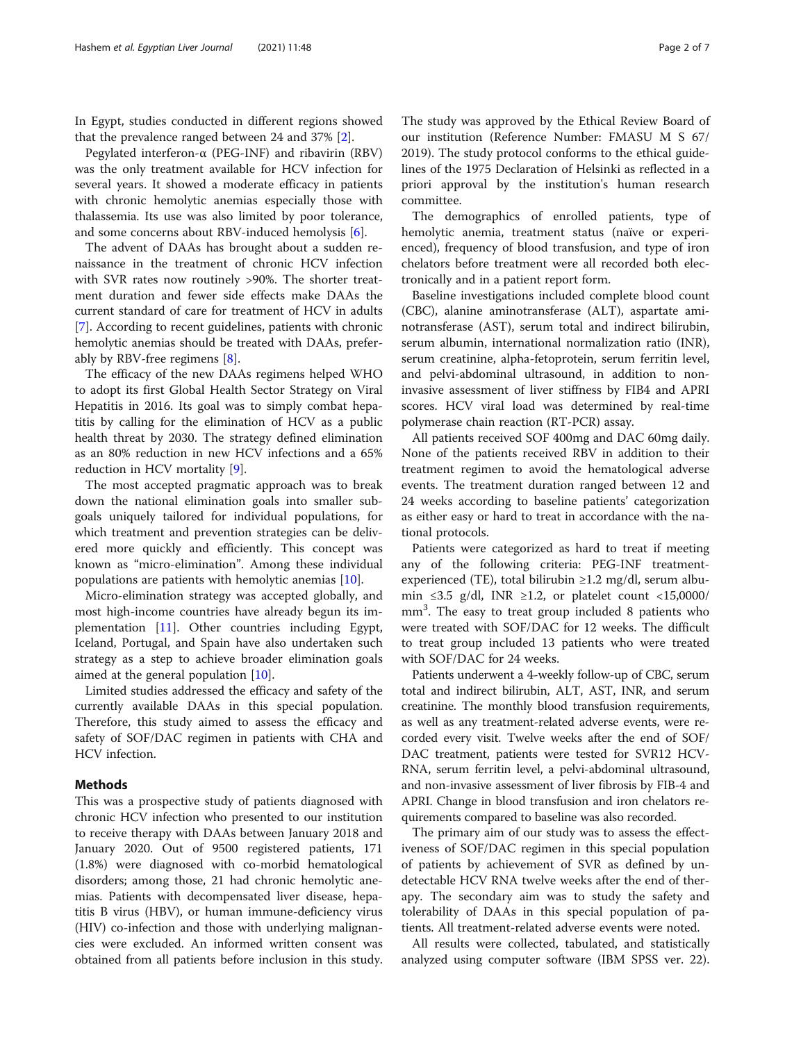In Egypt, studies conducted in different regions showed that the prevalence ranged between 24 and 37% [2].

Pegylated interferon-α (PEG-INF) and ribavirin (RBV) was the only treatment available for HCV infection for several years. It showed a moderate efficacy in patients with chronic hemolytic anemias especially those with thalassemia. Its use was also limited by poor tolerance, and some concerns about RBV-induced hemolysis [6].

The advent of DAAs has brought about a sudden renaissance in the treatment of chronic HCV infection with SVR rates now routinely >90%. The shorter treatment duration and fewer side effects make DAAs the current standard of care for treatment of HCV in adults [7]. According to recent guidelines, patients with chronic hemolytic anemias should be treated with DAAs, preferably by RBV-free regimens [8].

The efficacy of the new DAAs regimens helped WHO to adopt its first Global Health Sector Strategy on Viral Hepatitis in 2016. Its goal was to simply combat hepatitis by calling for the elimination of HCV as a public health threat by 2030. The strategy defined elimination as an 80% reduction in new HCV infections and a 65% reduction in HCV mortality [9].

The most accepted pragmatic approach was to break down the national elimination goals into smaller subgoals uniquely tailored for individual populations, for which treatment and prevention strategies can be delivered more quickly and efficiently. This concept was known as "micro-elimination". Among these individual populations are patients with hemolytic anemias [10].

Micro-elimination strategy was accepted globally, and most high-income countries have already begun its implementation [11]. Other countries including Egypt, Iceland, Portugal, and Spain have also undertaken such strategy as a step to achieve broader elimination goals aimed at the general population [10].

Limited studies addressed the efficacy and safety of the currently available DAAs in this special population. Therefore, this study aimed to assess the efficacy and safety of SOF/DAC regimen in patients with CHA and HCV infection.

## Methods

This was a prospective study of patients diagnosed with chronic HCV infection who presented to our institution to receive therapy with DAAs between January 2018 and January 2020. Out of 9500 registered patients, 171 (1.8%) were diagnosed with co-morbid hematological disorders; among those, 21 had chronic hemolytic anemias. Patients with decompensated liver disease, hepatitis B virus (HBV), or human immune-deficiency virus (HIV) co-infection and those with underlying malignancies were excluded. An informed written consent was obtained from all patients before inclusion in this study. The study was approved by the Ethical Review Board of our institution (Reference Number: FMASU M S 67/2019). The study protocol conforms to the ethical guidelines of the 1975 Declaration of Helsinki as reflected in a priori approval by the institution's human research committee.

The demographics of enrolled patients, type of hemolytic anemia, treatment status (naïve or experienced), frequency of blood transfusion, and type of iron chelators before treatment were all recorded both electronically and in a patient report form.

Baseline investigations included complete blood count (CBC), alanine aminotransferase (ALT), aspartate aminotransferase (AST), serum total and indirect bilirubin, serum albumin, international normalization ratio (INR), serum creatinine, alpha-fetoprotein, serum ferritin level, and pelvi-abdominal ultrasound, in addition to non-invasive assessment of liver stiffness by FIB4 and APRI scores. HCV viral load was determined by real-time polymerase chain reaction (RT-PCR) assay.

All patients received SOF 400mg and DAC 60mg daily. None of the patients received RBV in addition to their treatment regimen to avoid the hematological adverse events. The treatment duration ranged between 12 and 24 weeks according to baseline patients' categorization as either easy or hard to treat in accordance with the national protocols.

Patients were categorized as hard to treat if meeting any of the following criteria: PEG-INF treatment-experienced (TE), total bilirubin ≥1.2 mg/dl, serum albumin ≤3.5 g/dl, INR ≥1.2, or platelet count <15,0000/$mm^3$. The easy to treat group included 8 patients who were treated with SOF/DAC for 12 weeks. The difficult to treat group included 13 patients who were treated with SOF/DAC for 24 weeks.

Patients underwent a 4-weekly follow-up of CBC, serum total and indirect bilirubin, ALT, AST, INR, and serum creatinine. The monthly blood transfusion requirements, as well as any treatment-related adverse events, were recorded every visit. Twelve weeks after the end of SOF/DAC treatment, patients were tested for SVR12 HCV-RNA, serum ferritin level, a pelvi-abdominal ultrasound, and non-invasive assessment of liver fibrosis by FIB-4 and APRI. Change in blood transfusion and iron chelators requirements compared to baseline was also recorded.

The primary aim of our study was to assess the effectiveness of SOF/DAC regimen in this special population of patients by achievement of SVR as defined by undetectable HCV RNA twelve weeks after the end of therapy. The secondary aim was to study the safety and tolerability of DAAs in this special population of patients. All treatment-related adverse events were noted.

All results were collected, tabulated, and statistically analyzed using computer software (IBM SPSS ver. 22).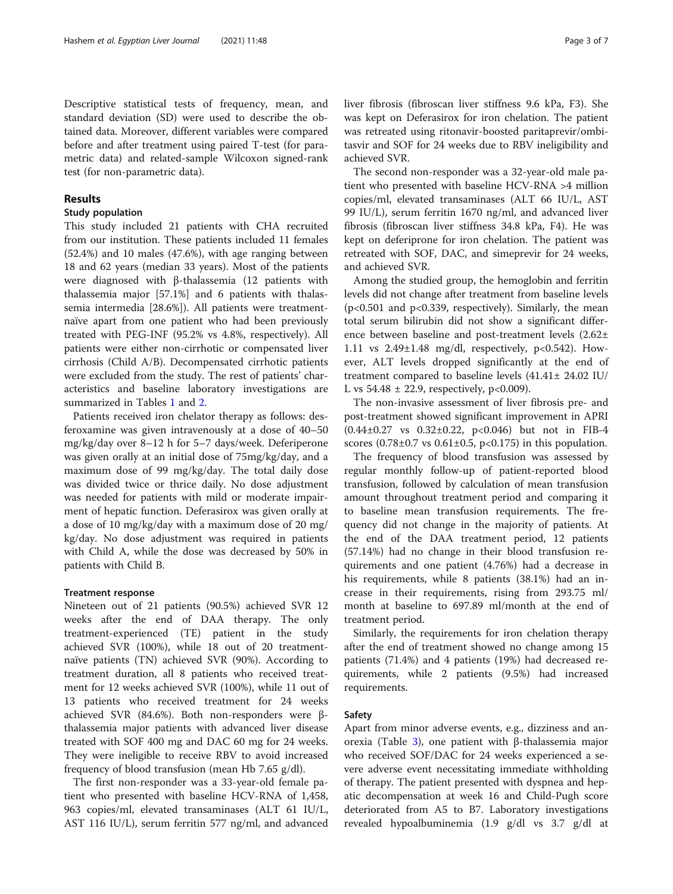Descriptive statistical tests of frequency, mean, and standard deviation (SD) were used to describe the obtained data. Moreover, different variables were compared before and after treatment using paired T-test (for parametric data) and related-sample Wilcoxon signed-rank test (for non-parametric data).

## Results

### Study population

This study included 21 patients with CHA recruited from our institution. These patients included 11 females (52.4%) and 10 males (47.6%), with age ranging between 18 and 62 years (median 33 years). Most of the patients were diagnosed with β-thalassemia (12 patients with thalassemia major [57.1%] and 6 patients with thalassemia intermedia [28.6%]). All patients were treatment-naïve apart from one patient who had been previously treated with PEG-INF (95.2% vs 4.8%, respectively). All patients were either non-cirrhotic or compensated liver cirrhosis (Child A/B). Decompensated cirrhotic patients were excluded from the study. The rest of patients' characteristics and baseline laboratory investigations are summarized in Tables 1 and 2.

Patients received iron chelator therapy as follows: desferoxamine was given intravenously at a dose of 40–50 mg/kg/day over 8–12 h for 5–7 days/week. Deferiperone was given orally at an initial dose of 75mg/kg/day, and a maximum dose of 99 mg/kg/day. The total daily dose was divided twice or thrice daily. No dose adjustment was needed for patients with mild or moderate impairment of hepatic function. Deferasirox was given orally at a dose of 10 mg/kg/day with a maximum dose of 20 mg/kg/day. No dose adjustment was required in patients with Child A, while the dose was decreased by 50% in patients with Child B.

### Treatment response

Nineteen out of 21 patients (90.5%) achieved SVR 12 weeks after the end of DAA therapy. The only treatment-experienced (TE) patient in the study achieved SVR (100%), while 18 out of 20 treatment-naïve patients (TN) achieved SVR (90%). According to treatment duration, all 8 patients who received treatment for 12 weeks achieved SVR (100%), while 11 out of 13 patients who received treatment for 24 weeks achieved SVR (84.6%). Both non-responders were β-thalassemia major patients with advanced liver disease treated with SOF 400 mg and DAC 60 mg for 24 weeks. They were ineligible to receive RBV to avoid increased frequency of blood transfusion (mean Hb 7.65 g/dl).

The first non-responder was a 33-year-old female patient who presented with baseline HCV-RNA of 1,458, 963 copies/ml, elevated transaminases (ALT 61 IU/L, AST 116 IU/L), serum ferritin 577 ng/ml, and advanced liver fibrosis (fibroscan liver stiffness 9.6 kPa, F3). She was kept on Deferasirox for iron chelation. The patient was retreated using ritonavir-boosted paritaprevir/ombitasvir and SOF for 24 weeks due to RBV ineligibility and achieved SVR.

The second non-responder was a 32-year-old male patient who presented with baseline HCV-RNA >4 million copies/ml, elevated transaminases (ALT 66 IU/L, AST 99 IU/L), serum ferritin 1670 ng/ml, and advanced liver fibrosis (fibroscan liver stiffness 34.8 kPa, F4). He was kept on deferiprone for iron chelation. The patient was retreated with SOF, DAC, and simeprevir for 24 weeks, and achieved SVR.

Among the studied group, the hemoglobin and ferritin levels did not change after treatment from baseline levels ($p<0.501$ and $p<0.339$, respectively). Similarly, the mean total serum bilirubin did not show a significant difference between baseline and post-treatment levels ($2.62\pm 1.11$ vs $2.49\pm1.48$ mg/dl, respectively, $p<0.542$). However, ALT levels dropped significantly at the end of treatment compared to baseline levels ($41.41\pm 24.02$ IU/L vs $54.48 \pm 22.9$, respectively, $p<0.009$).

The non-invasive assessment of liver fibrosis pre- and post-treatment showed significant improvement in APRI ($0.44\pm0.27$ vs $0.32\pm0.22$, $p<0.046$) but not in FIB-4 scores ($0.78\pm0.7$ vs $0.61\pm0.5$, $p<0.175$) in this population.

The frequency of blood transfusion was assessed by regular monthly follow-up of patient-reported blood transfusion, followed by calculation of mean transfusion amount throughout treatment period and comparing it to baseline mean transfusion requirements. The frequency did not change in the majority of patients. At the end of the DAA treatment period, 12 patients (57.14%) had no change in their blood transfusion requirements and one patient (4.76%) had a decrease in his requirements, while 8 patients (38.1%) had an increase in their requirements, rising from 293.75 ml/month at baseline to 697.89 ml/month at the end of treatment period.

Similarly, the requirements for iron chelation therapy after the end of treatment showed no change among 15 patients (71.4%) and 4 patients (19%) had decreased requirements, while 2 patients (9.5%) had increased requirements.

### Safety

Apart from minor adverse events, e.g., dizziness and anorexia (Table 3), one patient with β-thalassemia major who received SOF/DAC for 24 weeks experienced a severe adverse event necessitating immediate withholding of therapy. The patient presented with dyspnea and hepatic decompensation at week 16 and Child-Pugh score deteriorated from A5 to B7. Laboratory investigations revealed hypoalbuminemia (1.9 g/dl vs 3.7 g/dl at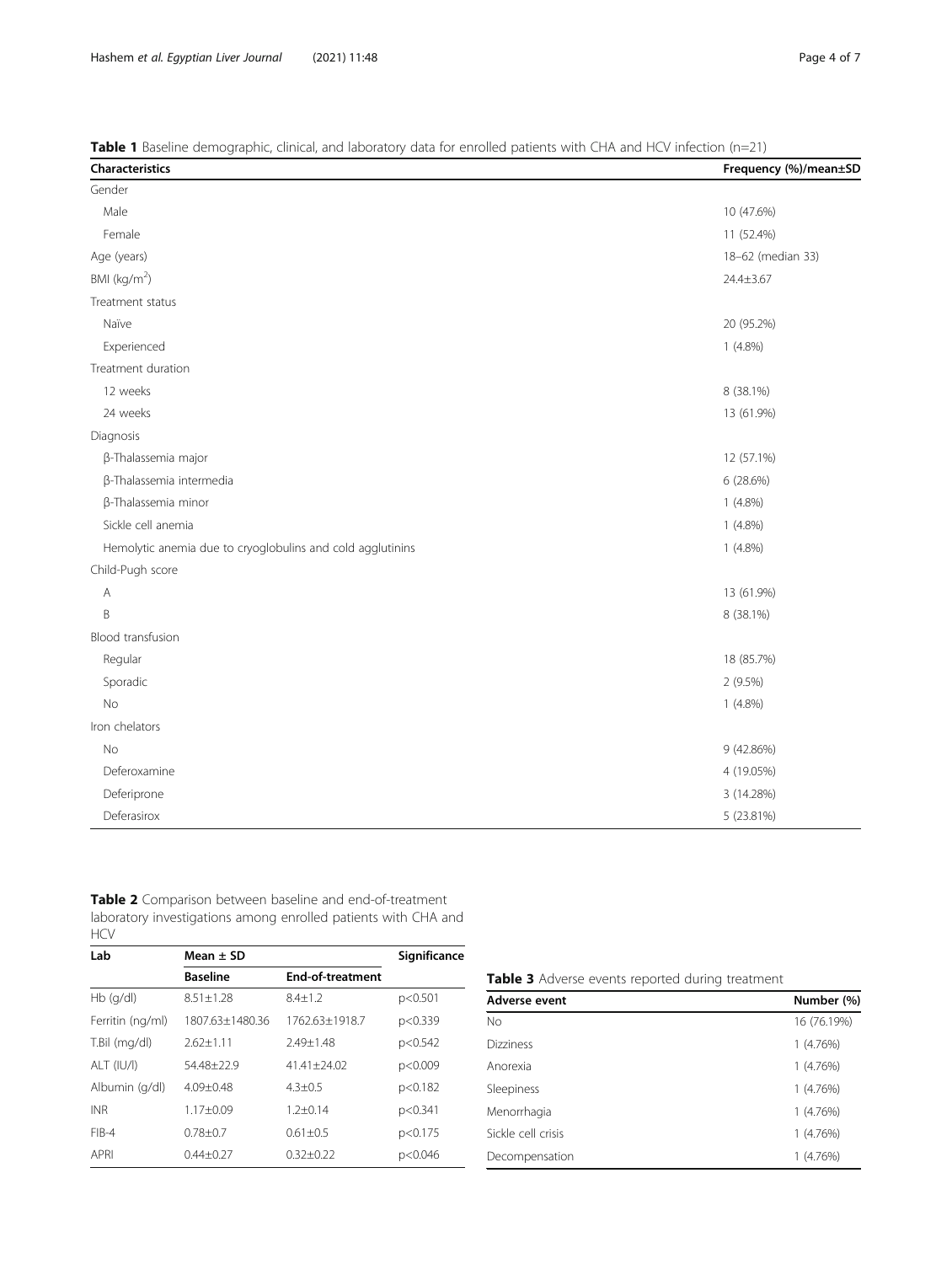**Table 1** Baseline demographic, clinical, and laboratory data for enrolled patients with CHA and HCV infection (n=21)

| Characteristics | Frequency (%)/mean±SD |
|---|---|
| Gender | |
| Male | 10 (47.6%) |
| Female | 11 (52.4%) |
| Age (years) | 18–62 (median 33) |
| BMI (kg/m$^2$) | 24.4±3.67 |
| Treatment status | |
| Naïve | 20 (95.2%) |
| Experienced | 1 (4.8%) |
| Treatment duration | |
| 12 weeks | 8 (38.1%) |
| 24 weeks | 13 (61.9%) |
| Diagnosis | |
| β-Thalassemia major | 12 (57.1%) |
| β-Thalassemia intermedia | 6 (28.6%) |
| β-Thalassemia minor | 1 (4.8%) |
| Sickle cell anemia | 1 (4.8%) |
| Hemolytic anemia due to cryoglobulins and cold agglutinins | 1 (4.8%) |
| Child-Pugh score | |
| A | 13 (61.9%) |
| B | 8 (38.1%) |
| Blood transfusion | |
| Regular | 18 (85.7%) |
| Sporadic | 2 (9.5%) |
| No | 1 (4.8%) |
| Iron chelators | |
| No | 9 (42.86%) |
| Deferoxamine | 4 (19.05%) |
| Deferiprone | 3 (14.28%) |
| Deferasirox | 5 (23.81%) |

**Table 2** Comparison between baseline and end-of-treatment laboratory investigations among enrolled patients with CHA and HCV

| Lab | Mean ± SD | | Significance |
|---|---|---|---|
| | Baseline | End-of-treatment | |
| Hb (g/dl) | 8.51±1.28 | 8.4±1.2 | p<0.501 |
| Ferritin (ng/ml) | 1807.63±1480.36 | 1762.63±1918.7 | p<0.339 |
| T.Bil (mg/dl) | 2.62±1.11 | 2.49±1.48 | p<0.542 |
| ALT (IU/l) | 54.48±22.9 | 41.41±24.02 | p<0.009 |
| Albumin (g/dl) | 4.09±0.48 | 4.3±0.5 | p<0.182 |
| INR | 1.17±0.09 | 1.2±0.14 | p<0.341 |
| FIB-4 | 0.78±0.7 | 0.61±0.5 | p<0.175 |
| APRI | 0.44±0.27 | 0.32±0.22 | p<0.046 |

**Table 3** Adverse events reported during treatment

| Adverse event | Number (%) |
|---|---|
| No | 16 (76.19%) |
| Dizziness | 1 (4.76%) |
| Anorexia | 1 (4.76%) |
| Sleepiness | 1 (4.76%) |
| Menorrhagia | 1 (4.76%) |
| Sickle cell crisis | 1 (4.76%) |
| Decompensation | 1 (4.76%) |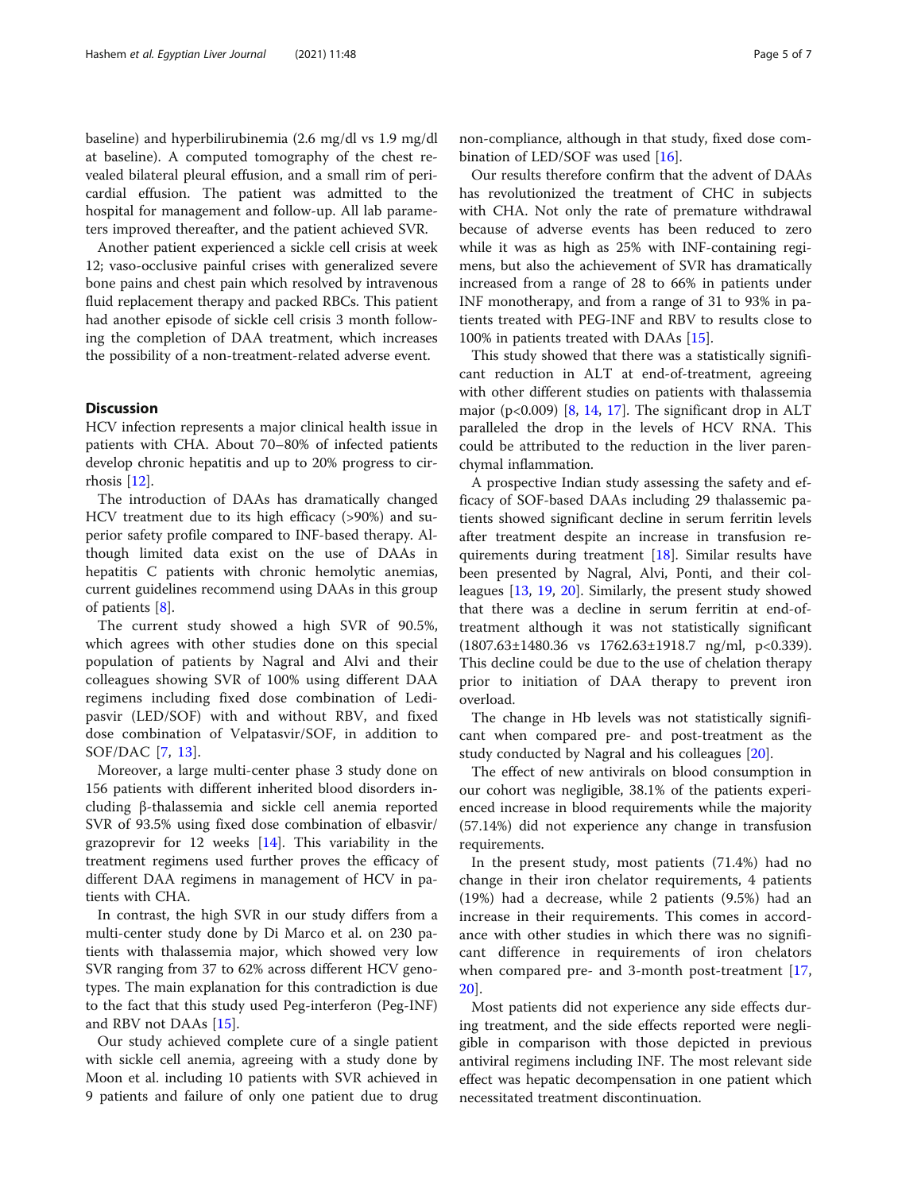baseline) and hyperbilirubinemia (2.6 mg/dl vs 1.9 mg/dl at baseline). A computed tomography of the chest revealed bilateral pleural effusion, and a small rim of pericardial effusion. The patient was admitted to the hospital for management and follow-up. All lab parameters improved thereafter, and the patient achieved SVR.

Another patient experienced a sickle cell crisis at week 12; vaso-occlusive painful crises with generalized severe bone pains and chest pain which resolved by intravenous fluid replacement therapy and packed RBCs. This patient had another episode of sickle cell crisis 3 month following the completion of DAA treatment, which increases the possibility of a non-treatment-related adverse event.

## Discussion

HCV infection represents a major clinical health issue in patients with CHA. About 70–80% of infected patients develop chronic hepatitis and up to 20% progress to cirrhosis [12].

The introduction of DAAs has dramatically changed HCV treatment due to its high efficacy (>90%) and superior safety profile compared to INF-based therapy. Although limited data exist on the use of DAAs in hepatitis C patients with chronic hemolytic anemias, current guidelines recommend using DAAs in this group of patients [8].

The current study showed a high SVR of 90.5%, which agrees with other studies done on this special population of patients by Nagral and Alvi and their colleagues showing SVR of 100% using different DAA regimens including fixed dose combination of Ledipasvir (LED/SOF) with and without RBV, and fixed dose combination of Velpatasvir/SOF, in addition to SOF/DAC [7, 13].

Moreover, a large multi-center phase 3 study done on 156 patients with different inherited blood disorders including β-thalassemia and sickle cell anemia reported SVR of 93.5% using fixed dose combination of elbasvir/grazoprevir for 12 weeks [14]. This variability in the treatment regimens used further proves the efficacy of different DAA regimens in management of HCV in patients with CHA.

In contrast, the high SVR in our study differs from a multi-center study done by Di Marco et al. on 230 patients with thalassemia major, which showed very low SVR ranging from 37 to 62% across different HCV genotypes. The main explanation for this contradiction is due to the fact that this study used Peg-interferon (Peg-INF) and RBV not DAAs [15].

Our study achieved complete cure of a single patient with sickle cell anemia, agreeing with a study done by Moon et al. including 10 patients with SVR achieved in 9 patients and failure of only one patient due to drug non-compliance, although in that study, fixed dose combination of LED/SOF was used [16].

Our results therefore confirm that the advent of DAAs has revolutionized the treatment of CHC in subjects with CHA. Not only the rate of premature withdrawal because of adverse events has been reduced to zero while it was as high as 25% with INF-containing regimens, but also the achievement of SVR has dramatically increased from a range of 28 to 66% in patients under INF monotherapy, and from a range of 31 to 93% in patients treated with PEG-INF and RBV to results close to 100% in patients treated with DAAs [15].

This study showed that there was a statistically significant reduction in ALT at end-of-treatment, agreeing with other different studies on patients with thalassemia major ($p<0.009$) [8, 14, 17]. The significant drop in ALT paralleled the drop in the levels of HCV RNA. This could be attributed to the reduction in the liver parenchymal inflammation.

A prospective Indian study assessing the safety and efficacy of SOF-based DAAs including 29 thalassemic patients showed significant decline in serum ferritin levels after treatment despite an increase in transfusion requirements during treatment [18]. Similar results have been presented by Nagral, Alvi, Ponti, and their colleagues [13, 19, 20]. Similarly, the present study showed that there was a decline in serum ferritin at end-of-treatment although it was not statistically significant (1807.63±1480.36 vs 1762.63±1918.7 ng/ml, $p<0.339$). This decline could be due to the use of chelation therapy prior to initiation of DAA therapy to prevent iron overload.

The change in Hb levels was not statistically significant when compared pre- and post-treatment as the study conducted by Nagral and his colleagues [20].

The effect of new antivirals on blood consumption in our cohort was negligible, 38.1% of the patients experienced increase in blood requirements while the majority (57.14%) did not experience any change in transfusion requirements.

In the present study, most patients (71.4%) had no change in their iron chelator requirements, 4 patients (19%) had a decrease, while 2 patients (9.5%) had an increase in their requirements. This comes in accordance with other studies in which there was no significant difference in requirements of iron chelators when compared pre- and 3-month post-treatment [17, 20].

Most patients did not experience any side effects during treatment, and the side effects reported were negligible in comparison with those depicted in previous antiviral regimens including INF. The most relevant side effect was hepatic decompensation in one patient which necessitated treatment discontinuation.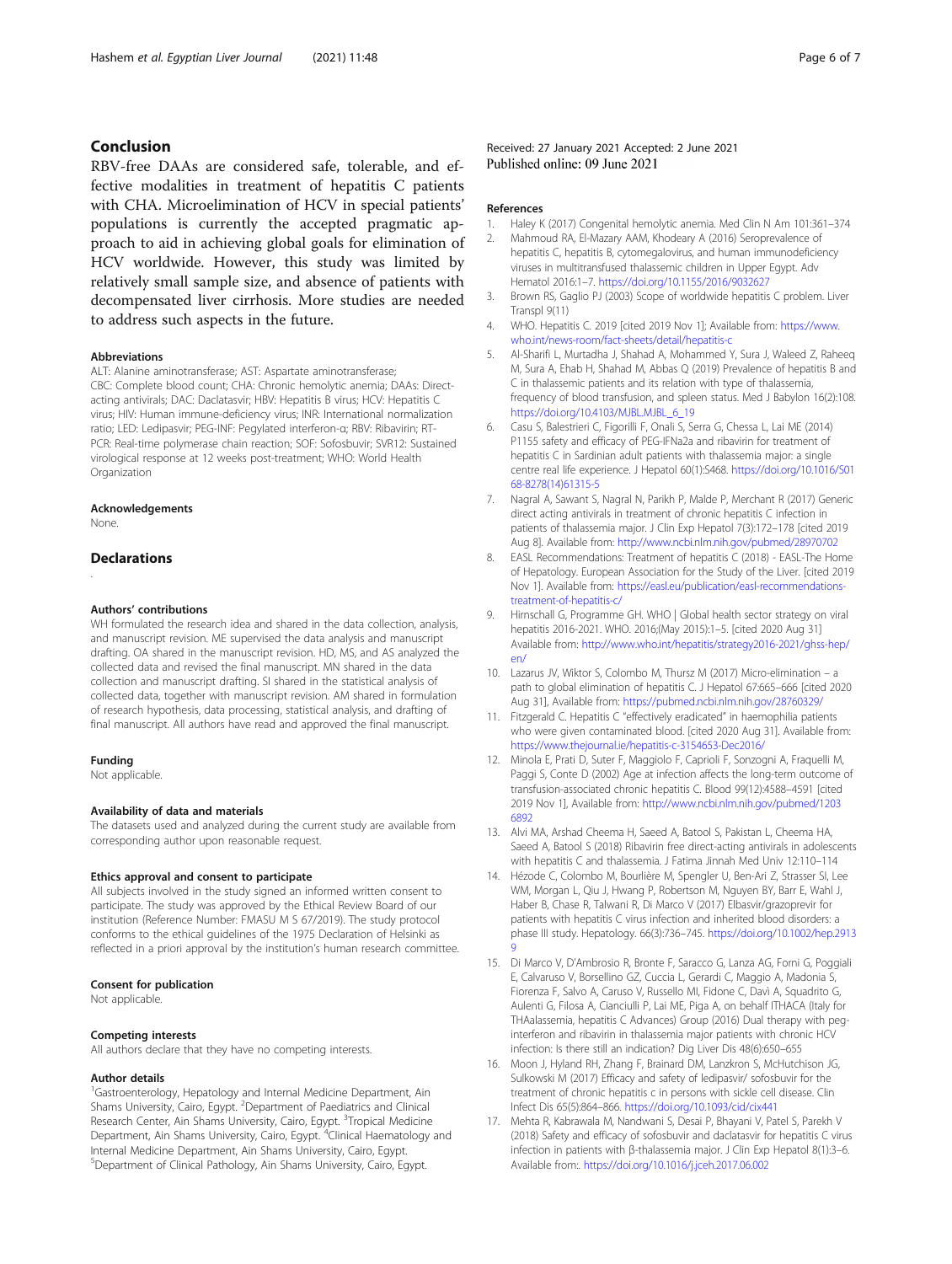## Conclusion

RBV-free DAAs are considered safe, tolerable, and effective modalities in treatment of hepatitis C patients with CHA. Microelimination of HCV in special patients' populations is currently the accepted pragmatic approach to aid in achieving global goals for elimination of HCV worldwide. However, this study was limited by relatively small sample size, and absence of patients with decompensated liver cirrhosis. More studies are needed to address such aspects in the future.

### Abbreviations

ALT: Alanine aminotransferase; AST: Aspartate aminotransferase; CBC: Complete blood count; CHA: Chronic hemolytic anemia; DAAs: Direct-acting antivirals; DAC: Daclatasvir; HBV: Hepatitis B virus; HCV: Hepatitis C virus; HIV: Human immune-deficiency virus; INR: International normalization ratio; LED: Ledipasvir; PEG-INF: Pegylated interferon-α; RBV: Ribavirin; RT-PCR: Real-time polymerase chain reaction; SOF: Sofosbuvir; SVR12: Sustained virological response at 12 weeks post-treatment; WHO: World Health Organization

### Acknowledgements

None.

## Declarations

### Authors' contributions

WH formulated the research idea and shared in the data collection, analysis, and manuscript revision. ME supervised the data analysis and manuscript drafting. OA shared in the manuscript revision. HD, MS, and AS analyzed the collected data and revised the final manuscript. MN shared in the data collection and manuscript drafting. SI shared in the statistical analysis of collected data, together with manuscript revision. AM shared in formulation of research hypothesis, data processing, statistical analysis, and drafting of final manuscript. All authors have read and approved the final manuscript.

### Funding

Not applicable.

### Availability of data and materials

The datasets used and analyzed during the current study are available from corresponding author upon reasonable request.

### Ethics approval and consent to participate

All subjects involved in the study signed an informed written consent to participate. The study was approved by the Ethical Review Board of our institution (Reference Number: FMASU M S 67/2019). The study protocol conforms to the ethical guidelines of the 1975 Declaration of Helsinki as reflected in a priori approval by the institution's human research committee.

### Consent for publication

Not applicable.

### Competing interests

All authors declare that they have no competing interests.

### Author details

[1]Gastroenterology, Hepatology and Internal Medicine Department, Ain Shams University, Cairo, Egypt. [2]Department of Paediatrics and Clinical Research Center, Ain Shams University, Cairo, Egypt. [3]Tropical Medicine Department, Ain Shams University, Cairo, Egypt. [4]Clinical Haematology and Internal Medicine Department, Ain Shams University, Cairo, Egypt. [5]Department of Clinical Pathology, Ain Shams University, Cairo, Egypt.

Received: 27 January 2021 Accepted: 2 June 2021
Published online: 09 June 2021

### References

1. Haley K (2017) Congenital hemolytic anemia. Med Clin N Am 101:361–374
2. Mahmoud RA, El-Mazary AAM, Khodeary A (2016) Seroprevalence of hepatitis C, hepatitis B, cytomegalovirus, and human immunodeficiency viruses in multitransfused thalassemic children in Upper Egypt. Adv Hematol 2016:1–7. https://doi.org/10.1155/2016/9032627
3. Brown RS, Gaglio PJ (2003) Scope of worldwide hepatitis C problem. Liver Transpl 9(11)
4. WHO. Hepatitis C. 2019 [cited 2019 Nov 1]; Available from: https://www.who.int/news-room/fact-sheets/detail/hepatitis-c
5. Al-Sharifi L, Murtadha J, Shahad A, Mohammed Y, Sura J, Waleed Z, Raheeq M, Sura A, Ehab H, Shahad M, Abbas Q (2019) Prevalence of hepatitis B and C in thalassemic patients and its relation with type of thalassemia, frequency of blood transfusion, and spleen status. Med J Babylon 16(2):108. https://doi.org/10.4103/MJBL.MJBL_6_19
6. Casu S, Balestrieri C, Figorilli F, Onali S, Serra G, Chessa L, Lai ME (2014) P1155 safety and efficacy of PEG-IFNa2a and ribavirin for treatment of hepatitis C in Sardinian adult patients with thalassemia major: a single centre real life experience. J Hepatol 60(1):S468. https://doi.org/10.1016/S0168-8278(14)61315-5
7. Nagral A, Sawant S, Nagral N, Parikh P, Malde P, Merchant R (2017) Generic direct acting antivirals in treatment of chronic hepatitis C infection in patients of thalassemia major. J Clin Exp Hepatol 7(3):172–178 [cited 2019 Aug 8]. Available from: http://www.ncbi.nlm.nih.gov/pubmed/28970702
8. EASL Recommendations: Treatment of hepatitis C (2018) - EASL-The Home of Hepatology. European Association for the Study of the Liver. [cited 2019 Nov 1]. Available from: https://easl.eu/publication/easl-recommendations-treatment-of-hepatitis-c/
9. Hirnschall G, Programme GH. WHO | Global health sector strategy on viral hepatitis 2016-2021. WHO. 2016;(May 2015):1–5. [cited 2020 Aug 31] Available from: http://www.who.int/hepatitis/strategy2016-2021/ghss-hep/en/
10. Lazarus JV, Wiktor S, Colombo M, Thursz M (2017) Micro-elimination – a path to global elimination of hepatitis C. J Hepatol 67:665–666 [cited 2020 Aug 31], Available from: https://pubmed.ncbi.nlm.nih.gov/28760329/
11. Fitzgerald C. Hepatitis C "effectively eradicated" in haemophilia patients who were given contaminated blood. [cited 2020 Aug 31]. Available from: https://www.thejournal.ie/hepatitis-c-3154653-Dec2016/
12. Minola E, Prati D, Suter F, Maggiolo F, Caprioli F, Sonzogni A, Fraquelli M, Paggi S, Conte D (2002) Age at infection affects the long-term outcome of transfusion-associated chronic hepatitis C. Blood 99(12):4588–4591 [cited 2019 Nov 1], Available from: http://www.ncbi.nlm.nih.gov/pubmed/12036892
13. Alvi MA, Arshad Cheema H, Saeed A, Batool S, Pakistan L, Cheema HA, Saeed A, Batool S (2018) Ribavirin free direct-acting antivirals in adolescents with hepatitis C and thalassemia. J Fatima Jinnah Med Univ 12:110–114
14. Hézode C, Colombo M, Bourlière M, Spengler U, Ben-Ari Z, Strasser SI, Lee WM, Morgan L, Qiu J, Hwang P, Robertson M, Nguyen BY, Barr E, Wahl J, Haber B, Chase R, Talwani R, Di Marco V (2017) Elbasvir/grazoprevir for patients with hepatitis C virus infection and inherited blood disorders: a phase III study. Hepatology. 66(3):736–745. https://doi.org/10.1002/hep.29139
15. Di Marco V, D'Ambrosio R, Bronte F, Saracco G, Lanza AG, Forni G, Poggiali E, Calvaruso V, Borsellino GZ, Cuccia L, Gerardi C, Maggio A, Madonia S, Fiorenza F, Salvo A, Caruso V, Russello MI, Fidone C, Davì A, Squadrito G, Aulenti G, Filosa A, Cianciulli P, Lai ME, Piga A, on behalf ITHACA (Italy for THAalassemia, hepatitis C Advances) Group (2016) Dual therapy with peg-interferon and ribavirin in thalassemia major patients with chronic HCV infection: Is there still an indication? Dig Liver Dis 48(6):650–655
16. Moon J, Hyland RH, Zhang F, Brainard DM, Lanzkron S, McHutchison JG, Sulkowski M (2017) Efficacy and safety of ledipasvir/ sofosbuvir for the treatment of chronic hepatitis c in persons with sickle cell disease. Clin Infect Dis 65(5):864–866. https://doi.org/10.1093/cid/cix441
17. Mehta R, Kabrawala M, Nandwani S, Desai P, Bhayani V, Patel S, Parekh V (2018) Safety and efficacy of sofosbuvir and daclatasvir for hepatitis C virus infection in patients with β-thalassemia major. J Clin Exp Hepatol 8(1):3–6. Available from:. https://doi.org/10.1016/j.jceh.2017.06.002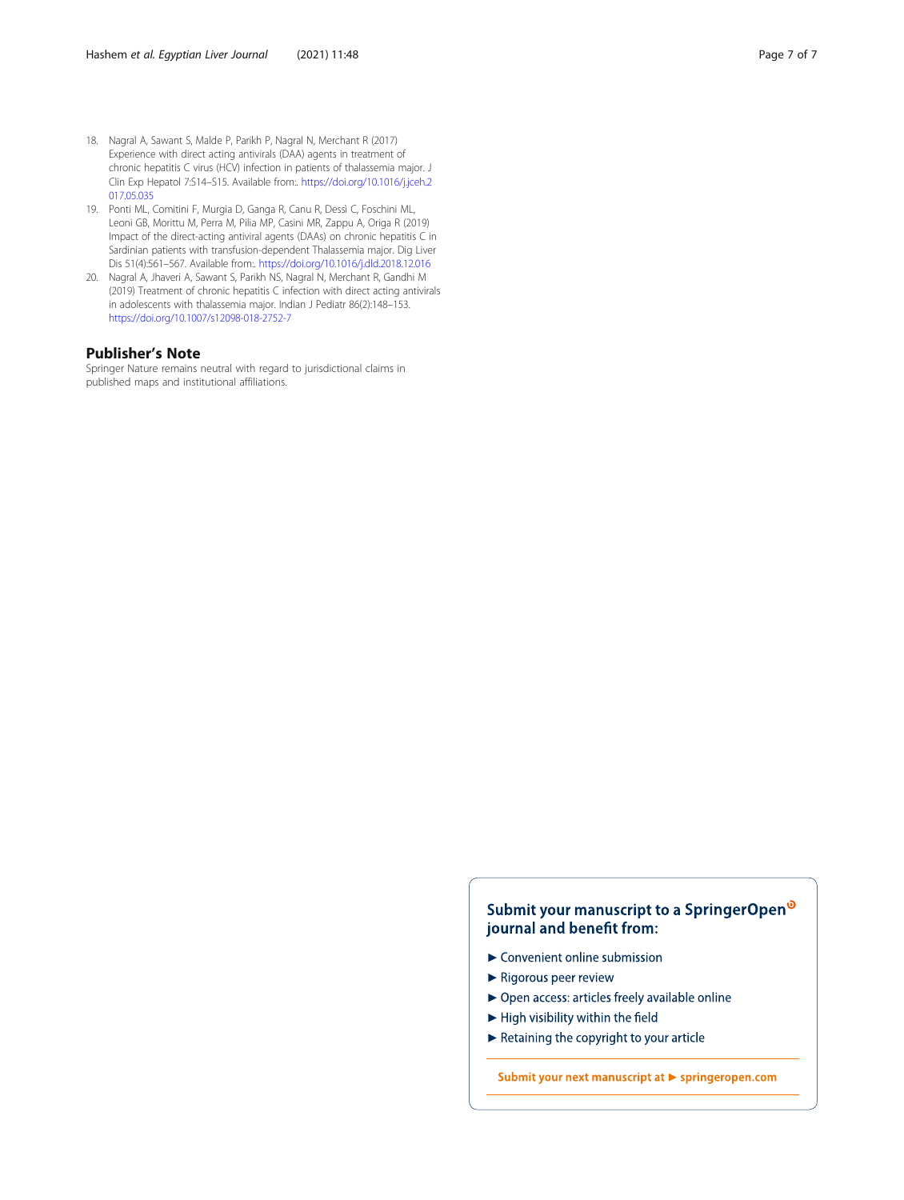18. Nagral A, Sawant S, Malde P, Parikh P, Nagral N, Merchant R (2017) Experience with direct acting antivirals (DAA) agents in treatment of chronic hepatitis C virus (HCV) infection in patients of thalassemia major. J Clin Exp Hepatol 7:S14–S15. Available from:. https://doi.org/10.1016/j.jceh.2017.05.035
19. Ponti ML, Comitini F, Murgia D, Ganga R, Canu R, Dessì C, Foschini ML, Leoni GB, Morittu M, Perra M, Pilia MP, Casini MR, Zappu A, Origa R (2019) Impact of the direct-acting antiviral agents (DAAs) on chronic hepatitis C in Sardinian patients with transfusion-dependent Thalassemia major. Dig Liver Dis 51(4):561–567. Available from:. https://doi.org/10.1016/j.dld.2018.12.016
20. Nagral A, Jhaveri A, Sawant S, Parikh NS, Nagral N, Merchant R, Gandhi M (2019) Treatment of chronic hepatitis C infection with direct acting antivirals in adolescents with thalassemia major. Indian J Pediatr 86(2):148–153. https://doi.org/10.1007/s12098-018-2752-7

## Publisher's Note

Springer Nature remains neutral with regard to jurisdictional claims in published maps and institutional affiliations.

**Submit your manuscript to a SpringerOpen journal and benefit from:**

- ► Convenient online submission
- ► Rigorous peer review
- ► Open access: articles freely available online
- ► High visibility within the field
- ► Retaining the copyright to your article

**Submit your next manuscript at ► springeropen.com**